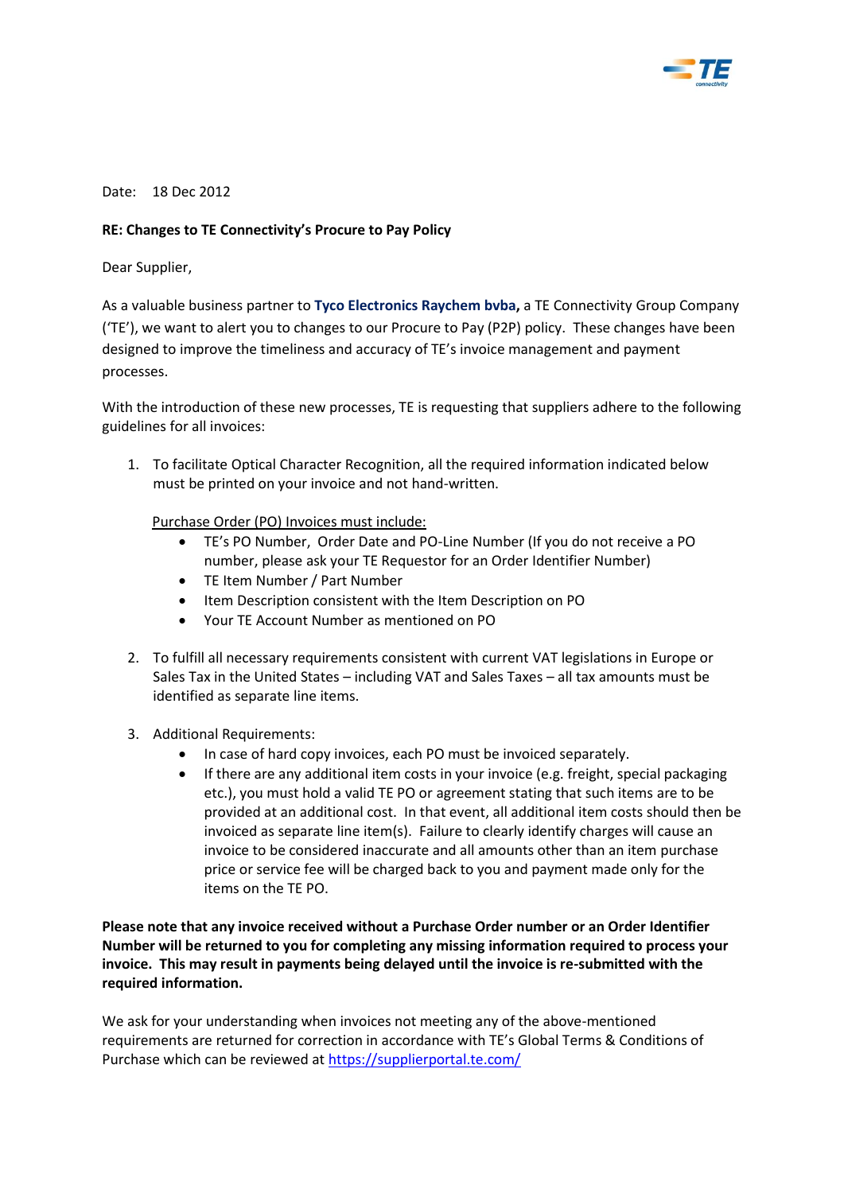Date: 18 Dec 2012

**RE: Changes to TE Connectivity's Procure to Pay Policy**

Dear Supplier,

As a valuable business partner to **Tyco Electronics Raychem bvba,** a TE Connectivity Group Company ('TE'), we want to alert you to changes to our Procure to Pay (P2P) policy. These changes have been designed to improve the timeliness and accuracy of TE's invoice management and payment processes.

With the introduction of these new processes, TE is requesting that suppliers adhere to the following guidelines for all invoices:

1. To facilitate Optical Character Recognition, all the required information indicated below must be printed on your invoice and not hand-written.

   <u>Purchase Order (PO) Invoices must include:</u>
   - TE's PO Number, Order Date and PO-Line Number (If you do not receive a PO number, please ask your TE Requestor for an Order Identifier Number)
   - TE Item Number / Part Number
   - Item Description consistent with the Item Description on PO
   - Your TE Account Number as mentioned on PO

2. To fulfill all necessary requirements consistent with current VAT legislations in Europe or Sales Tax in the United States – including VAT and Sales Taxes – all tax amounts must be identified as separate line items.

3. Additional Requirements:
   - In case of hard copy invoices, each PO must be invoiced separately.
   - If there are any additional item costs in your invoice (e.g. freight, special packaging etc.), you must hold a valid TE PO or agreement stating that such items are to be provided at an additional cost. In that event, all additional item costs should then be invoiced as separate line item(s). Failure to clearly identify charges will cause an invoice to be considered inaccurate and all amounts other than an item purchase price or service fee will be charged back to you and payment made only for the items on the TE PO.

**Please note that any invoice received without a Purchase Order number or an Order Identifier Number will be returned to you for completing any missing information required to process your invoice. This may result in payments being delayed until the invoice is re-submitted with the required information.**

We ask for your understanding when invoices not meeting any of the above-mentioned requirements are returned for correction in accordance with TE's Global Terms & Conditions of Purchase which can be reviewed at https://supplierportal.te.com/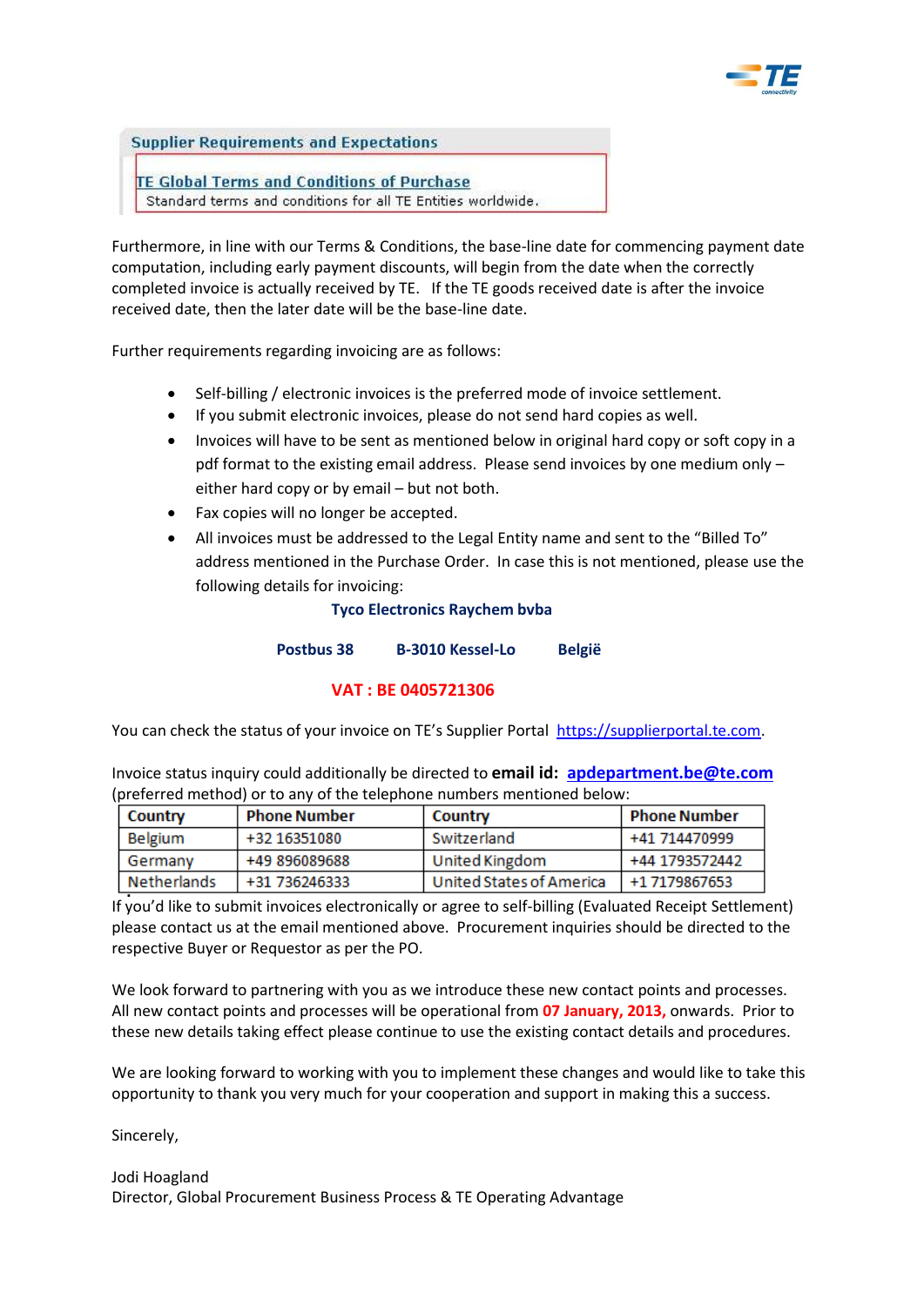**Supplier Requirements and Expectations**

[TE Global Terms and Conditions of Purchase](#)
Standard terms and conditions for all TE Entities worldwide.

Furthermore, in line with our Terms & Conditions, the base-line date for commencing payment date computation, including early payment discounts, will begin from the date when the correctly completed invoice is actually received by TE. If the TE goods received date is after the invoice received date, then the later date will be the base-line date.

Further requirements regarding invoicing are as follows:

- Self-billing / electronic invoices is the preferred mode of invoice settlement.
- If you submit electronic invoices, please do not send hard copies as well.
- Invoices will have to be sent as mentioned below in original hard copy or soft copy in a pdf format to the existing email address. Please send invoices by one medium only – either hard copy or by email – but not both.
- Fax copies will no longer be accepted.
- All invoices must be addressed to the Legal Entity name and sent to the "Billed To" address mentioned in the Purchase Order. In case this is not mentioned, please use the following details for invoicing:

**Tyco Electronics Raychem bvba**

**Postbus 38 B-3010 Kessel-Lo België**

**VAT : BE 0405721306**

You can check the status of your invoice on TE's Supplier Portal https://supplierportal.te.com.

Invoice status inquiry could additionally be directed to **email id: apdepartment.be@te.com** (preferred method) or to any of the telephone numbers mentioned below:

| Country | Phone Number | Country | Phone Number |
|---|---|---|---|
| Belgium | +32 16351080 | Switzerland | +41 714470999 |
| Germany | +49 896089688 | United Kingdom | +44 1793572442 |
| Netherlands | +31 736246333 | United States of America | +1 7179867653 |

If you'd like to submit invoices electronically or agree to self-billing (Evaluated Receipt Settlement) please contact us at the email mentioned above. Procurement inquiries should be directed to the respective Buyer or Requestor as per the PO.

We look forward to partnering with you as we introduce these new contact points and processes. All new contact points and processes will be operational from **07 January, 2013,** onwards. Prior to these new details taking effect please continue to use the existing contact details and procedures.

We are looking forward to working with you to implement these changes and would like to take this opportunity to thank you very much for your cooperation and support in making this a success.

Sincerely,

Jodi Hoagland
Director, Global Procurement Business Process & TE Operating Advantage